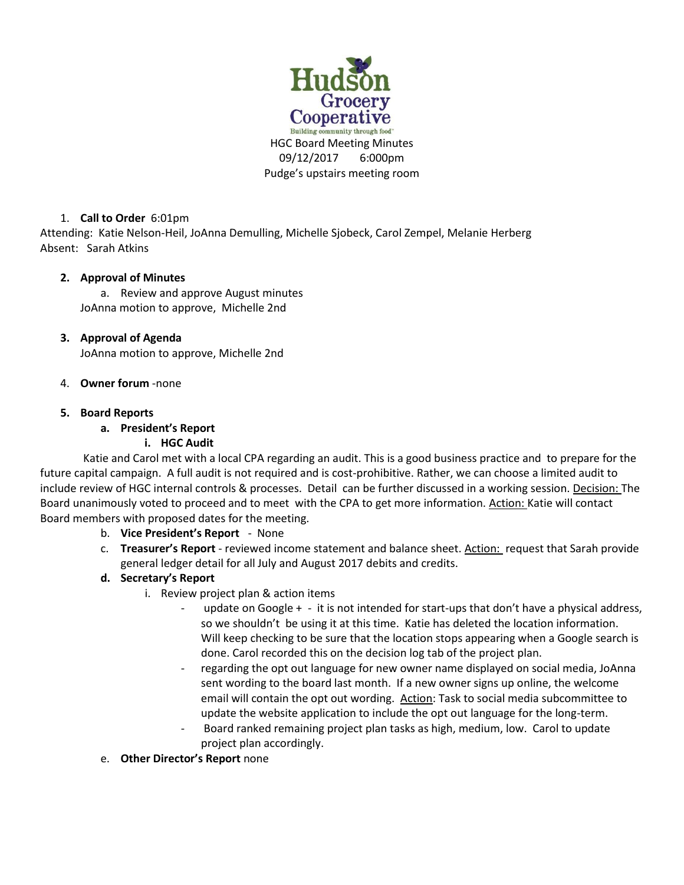Hudson Grocery Cooperative

Building community through food™

HGC Board Meeting Minutes
09/12/2017 6:000pm
Pudge's upstairs meeting room

1. **Call to Order** 6:01pm

Attending: Katie Nelson-Heil, JoAnna Demulling, Michelle Sjobeck, Carol Zempel, Melanie Herberg
Absent: Sarah Atkins

2. **Approval of Minutes**
   a. Review and approve August minutes
   JoAnna motion to approve, Michelle 2nd

3. **Approval of Agenda**
   JoAnna motion to approve, Michelle 2nd

4. **Owner forum** -none

5. **Board Reports**
   a. **President's Report**
      i. **HGC Audit**

Katie and Carol met with a local CPA regarding an audit. This is a good business practice and to prepare for the future capital campaign. A full audit is not required and is cost-prohibitive. Rather, we can choose a limited audit to include review of HGC internal controls & processes. Detail can be further discussed in a working session. Decision: The Board unanimously voted to proceed and to meet with the CPA to get more information. Action: Katie will contact Board members with proposed dates for the meeting.

   b. **Vice President's Report** - None
   c. **Treasurer's Report** - reviewed income statement and balance sheet. Action: request that Sarah provide general ledger detail for all July and August 2017 debits and credits.
   d. **Secretary's Report**
      i. Review project plan & action items
         - update on Google + - it is not intended for start-ups that don't have a physical address, so we shouldn't be using it at this time. Katie has deleted the location information. Will keep checking to be sure that the location stops appearing when a Google search is done. Carol recorded this on the decision log tab of the project plan.
         - regarding the opt out language for new owner name displayed on social media, JoAnna sent wording to the board last month. If a new owner signs up online, the welcome email will contain the opt out wording. Action: Task to social media subcommittee to update the website application to include the opt out language for the long-term.
         - Board ranked remaining project plan tasks as high, medium, low. Carol to update project plan accordingly.
   e. **Other Director's Report** none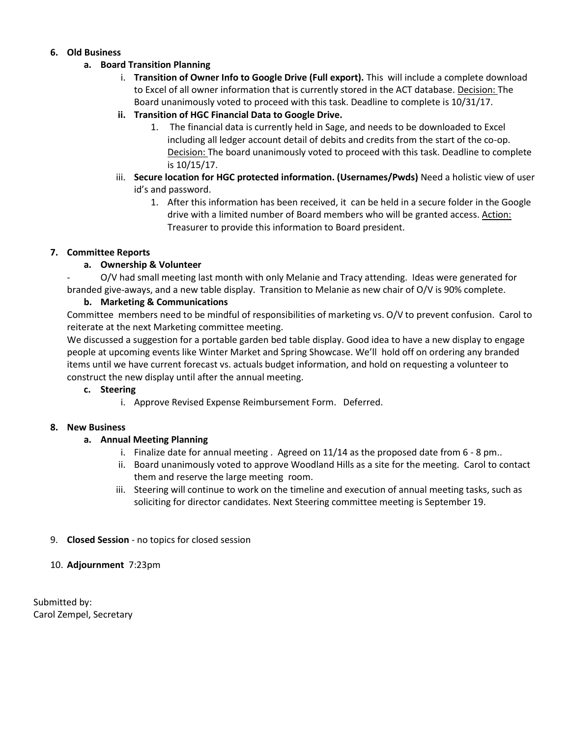6. **Old Business**
   a. **Board Transition Planning**
      i. **Transition of Owner Info to Google Drive (Full export).** This will include a complete download to Excel of all owner information that is currently stored in the ACT database. Decision: The Board unanimously voted to proceed with this task. Deadline to complete is 10/31/17.
      ii. **Transition of HGC Financial Data to Google Drive.**
         1. The financial data is currently held in Sage, and needs to be downloaded to Excel including all ledger account detail of debits and credits from the start of the co-op. Decision: The board unanimously voted to proceed with this task. Deadline to complete is 10/15/17.
      iii. **Secure location for HGC protected information. (Usernames/Pwds)** Need a holistic view of user id's and password.
         1. After this information has been received, it can be held in a secure folder in the Google drive with a limited number of Board members who will be granted access. Action: Treasurer to provide this information to Board president.

7. **Committee Reports**
   a. **Ownership & Volunteer**

- O/V had small meeting last month with only Melanie and Tracy attending. Ideas were generated for branded give-aways, and a new table display. Transition to Melanie as new chair of O/V is 90% complete.

   b. **Marketing & Communications**

Committee members need to be mindful of responsibilities of marketing vs. O/V to prevent confusion. Carol to reiterate at the next Marketing committee meeting.

We discussed a suggestion for a portable garden bed table display. Good idea to have a new display to engage people at upcoming events like Winter Market and Spring Showcase. We'll hold off on ordering any branded items until we have current forecast vs. actuals budget information, and hold on requesting a volunteer to construct the new display until after the annual meeting.

   c. **Steering**
      i. Approve Revised Expense Reimbursement Form. Deferred.

8. **New Business**
   a. **Annual Meeting Planning**
      i. Finalize date for annual meeting . Agreed on 11/14 as the proposed date from 6 - 8 pm..
      ii. Board unanimously voted to approve Woodland Hills as a site for the meeting. Carol to contact them and reserve the large meeting room.
      iii. Steering will continue to work on the timeline and execution of annual meeting tasks, such as soliciting for director candidates. Next Steering committee meeting is September 19.

9. **Closed Session** - no topics for closed session

10. **Adjournment** 7:23pm

Submitted by:
Carol Zempel, Secretary